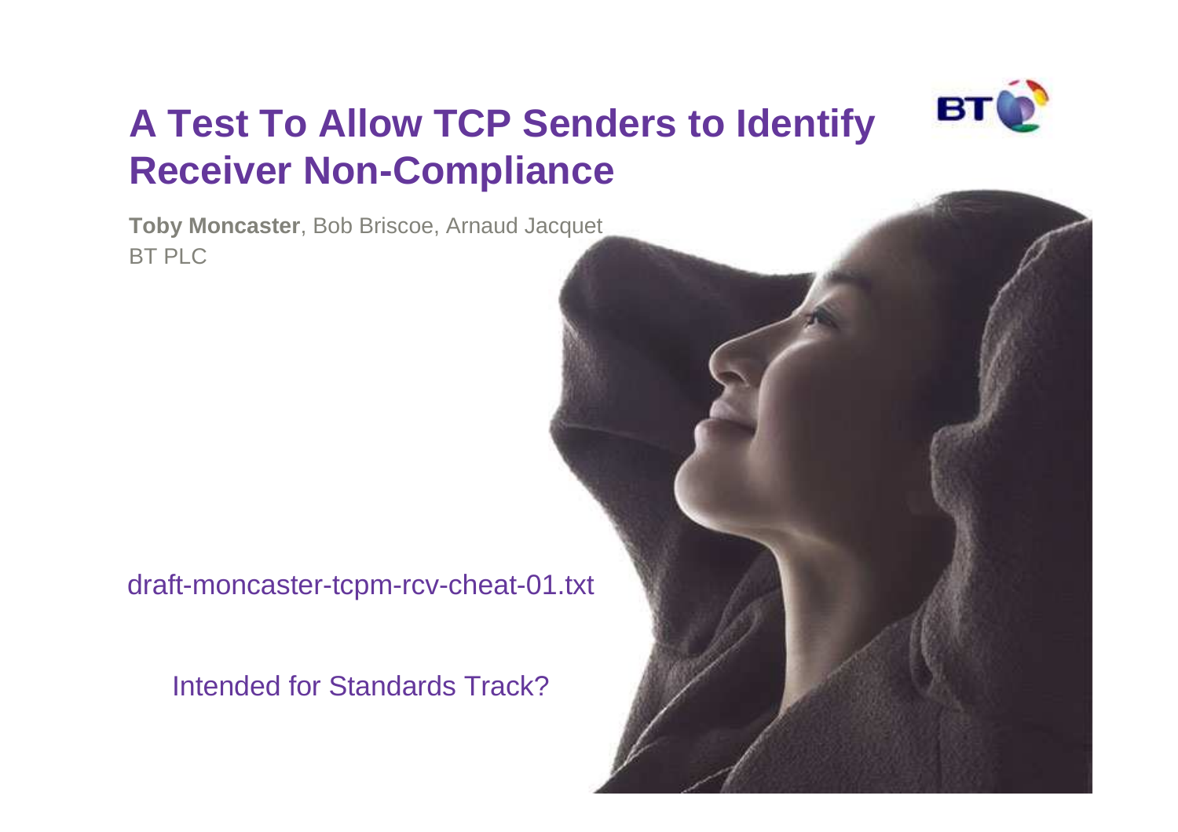# A Test To Allow TCP Senders to Identify Receiver Non-Compliance

**Toby Moncaster**, Bob Briscoe, Arnaud Jacquet
BT PLC

draft-moncaster-tcpm-rcv-cheat-01.txt

Intended for Standards Track?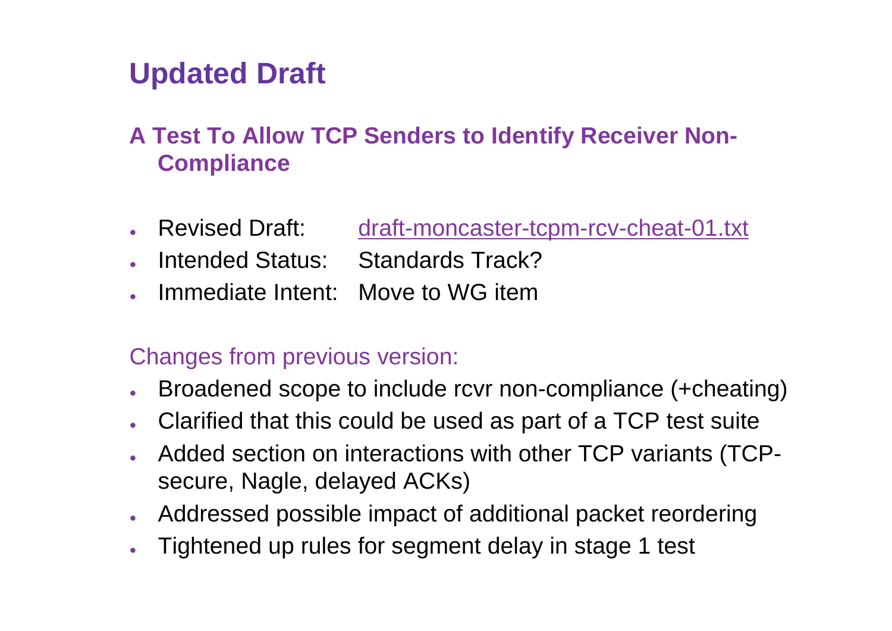# Updated Draft

## A Test To Allow TCP Senders to Identify Receiver Non-Compliance

- Revised Draft: draft-moncaster-tcpm-rcv-cheat-01.txt
- Intended Status: Standards Track?
- Immediate Intent: Move to WG item

Changes from previous version:

- Broadened scope to include rcvr non-compliance (+cheating)
- Clarified that this could be used as part of a TCP test suite
- Added section on interactions with other TCP variants (TCP-secure, Nagle, delayed ACKs)
- Addressed possible impact of additional packet reordering
- Tightened up rules for segment delay in stage 1 test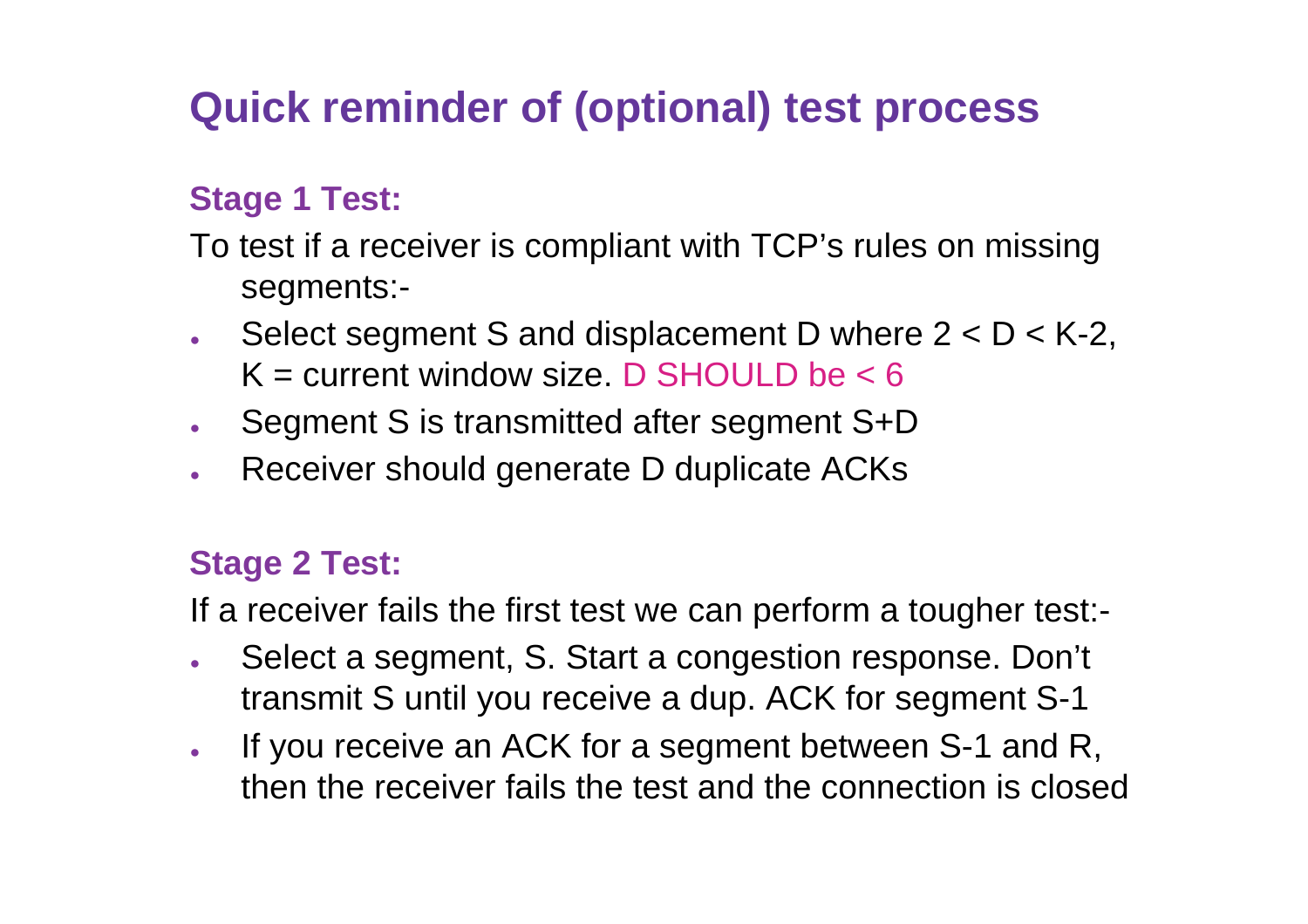# Quick reminder of (optional) test process

### Stage 1 Test:

To test if a receiver is compliant with TCP's rules on missing segments:-

- Select segment S and displacement D where $2 < D < K-2$, K = current window size. D SHOULD be < 6
- Segment S is transmitted after segment S+D
- Receiver should generate D duplicate ACKs

### Stage 2 Test:

If a receiver fails the first test we can perform a tougher test:-

- Select a segment, S. Start a congestion response. Don't transmit S until you receive a dup. ACK for segment S-1
- If you receive an ACK for a segment between S-1 and R, then the receiver fails the test and the connection is closed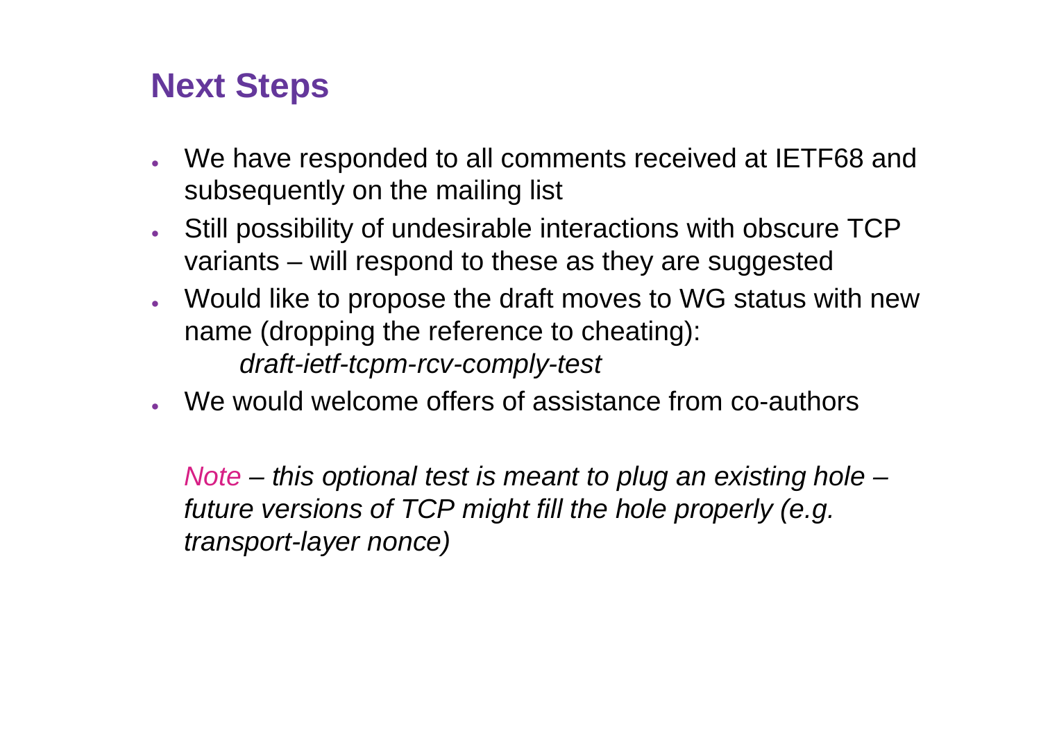# Next Steps

- We have responded to all comments received at IETF68 and subsequently on the mailing list
- Still possibility of undesirable interactions with obscure TCP variants – will respond to these as they are suggested
- Would like to propose the draft moves to WG status with new name (dropping the reference to cheating):
  *draft-ietf-tcpm-rcv-comply-test*
- We would welcome offers of assistance from co-authors

*Note – this optional test is meant to plug an existing hole – future versions of TCP might fill the hole properly (e.g. transport-layer nonce)*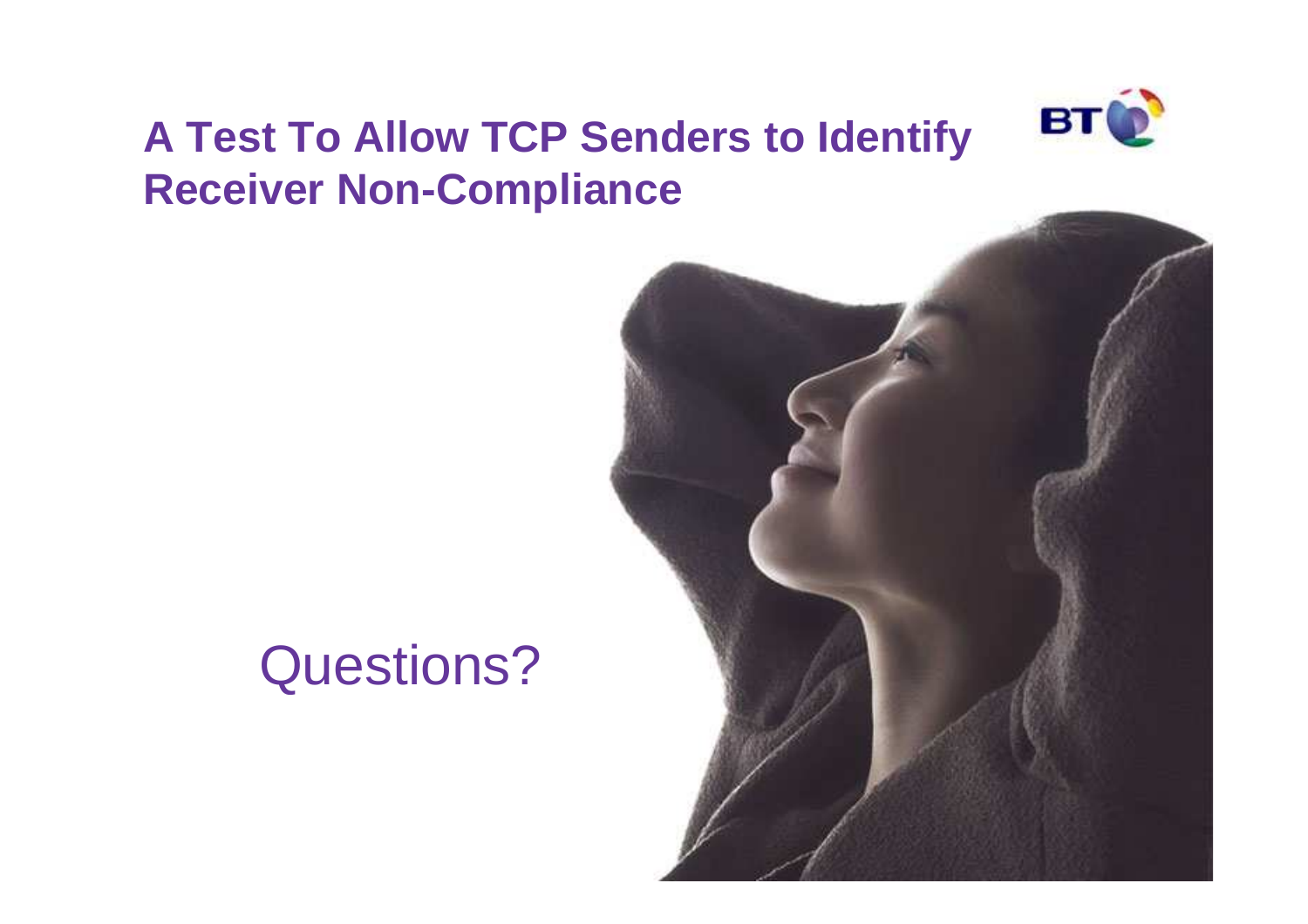# A Test To Allow TCP Senders to Identify Receiver Non-Compliance

Questions?